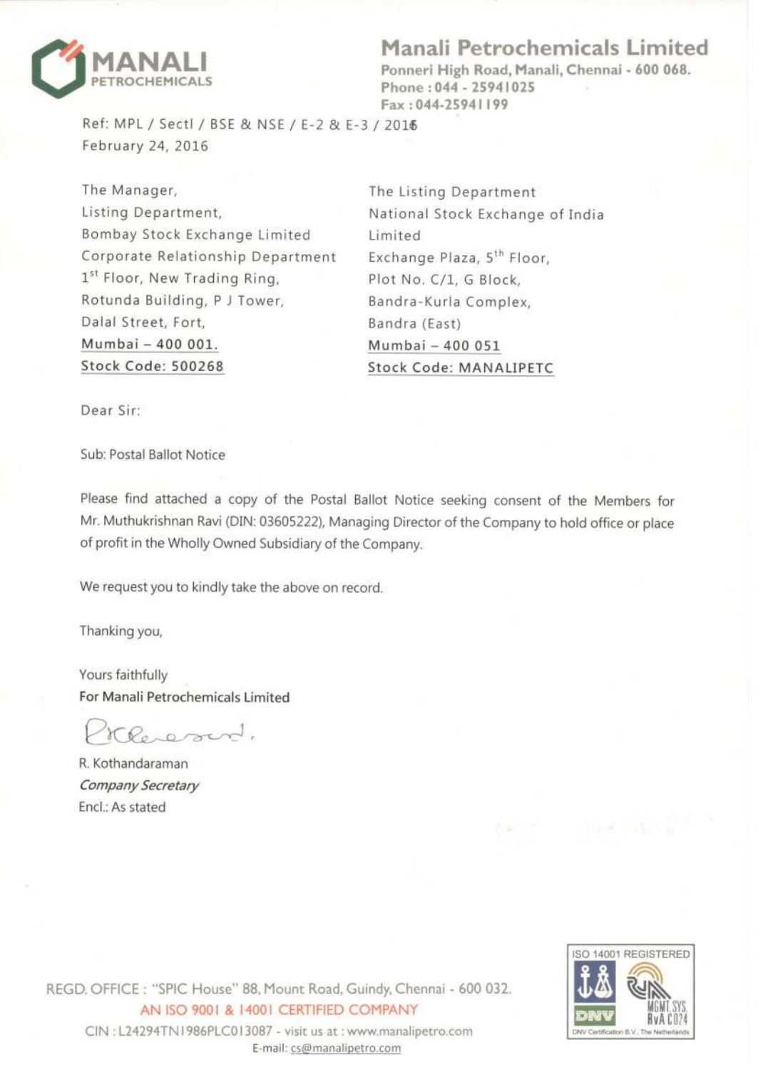# Manali Petrochemicals Limited

Ponneri High Road, Manali, Chennai - 600 068.
Phone : 044 - 25941025
Fax : 044-25941199

Ref: MPL / Sectl / BSE & NSE / E-2 & E-3 / 2016
February 24, 2016

The Manager,
Listing Department,
Bombay Stock Exchange Limited
Corporate Relationship Department
1st Floor, New Trading Ring,
Rotunda Building, P J Tower,
Dalal Street, Fort,
Mumbai – 400 001.
**Stock Code: 500268**

The Listing Department
National Stock Exchange of India Limited
Exchange Plaza, 5th Floor,
Plot No. C/1, G Block,
Bandra-Kurla Complex,
Bandra (East)
Mumbai – 400 051
**Stock Code: MANALIPETC**

Dear Sir:

Sub: Postal Ballot Notice

Please find attached a copy of the Postal Ballot Notice seeking consent of the Members for Mr. Muthukrishnan Ravi (DIN: 03605222), Managing Director of the Company to hold office or place of profit in the Wholly Owned Subsidiary of the Company.

We request you to kindly take the above on record.

Thanking you,

Yours faithfully
**For Manali Petrochemicals Limited**

R. Kothandaraman
*Company Secretary*
Encl.: As stated

REGD. OFFICE : "SPIC House" 88, Mount Road, Guindy, Chennai - 600 032.
AN ISO 9001 & 14001 CERTIFIED COMPANY
CIN : L24294TN1986PLC013087 - visit us at : www.manalipetro.com
E-mail: cs@manalipetro.com

ISO 14001 REGISTERED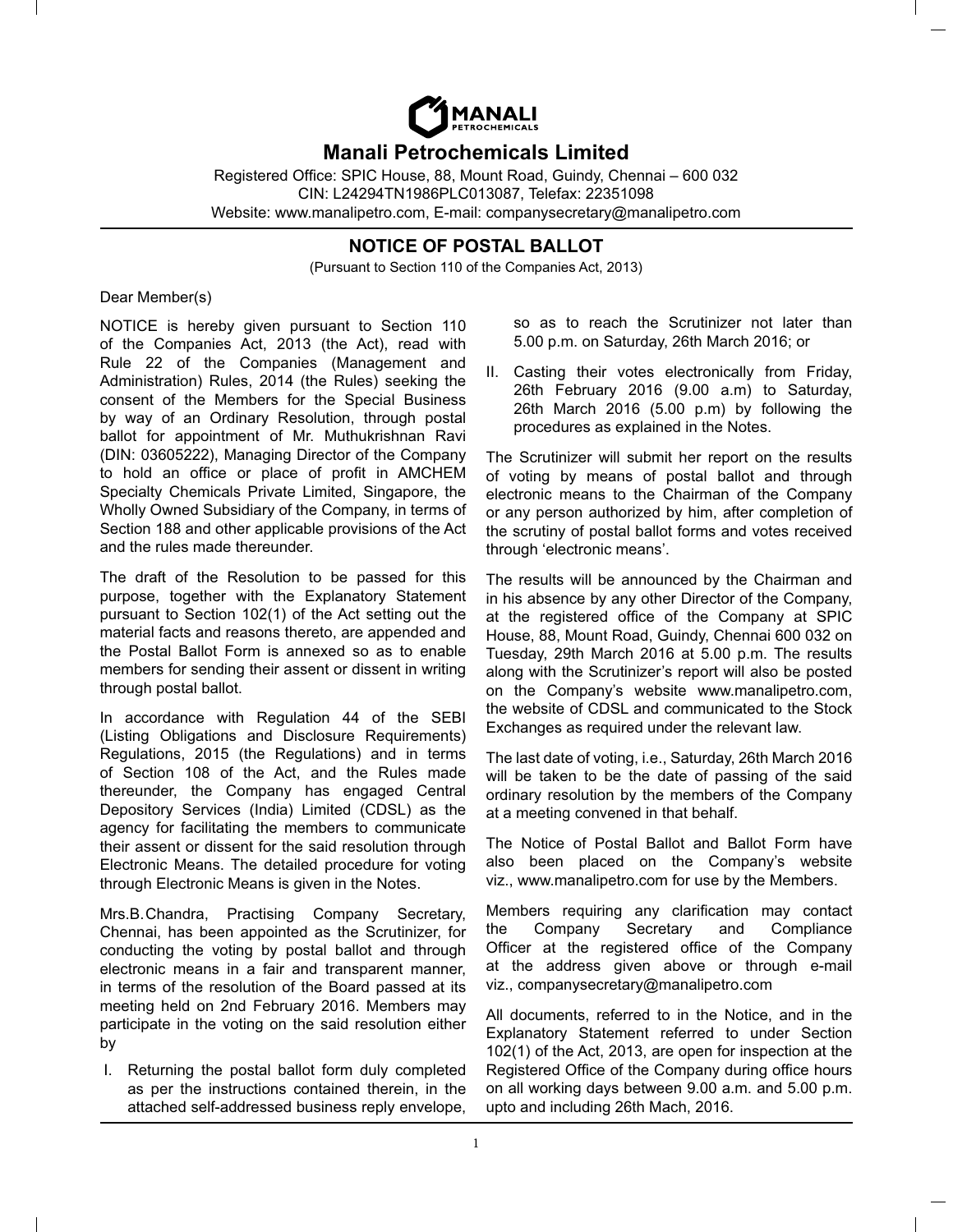# Manali Petrochemicals Limited

Registered Office: SPIC House, 88, Mount Road, Guindy, Chennai – 600 032
CIN: L24294TN1986PLC013087, Telefax: 22351098
Website: www.manalipetro.com, E-mail: companysecretary@manalipetro.com

## NOTICE OF POSTAL BALLOT

(Pursuant to Section 110 of the Companies Act, 2013)

Dear Member(s)

NOTICE is hereby given pursuant to Section 110 of the Companies Act, 2013 (the Act), read with Rule 22 of the Companies (Management and Administration) Rules, 2014 (the Rules) seeking the consent of the Members for the Special Business by way of an Ordinary Resolution, through postal ballot for appointment of Mr. Muthukrishnan Ravi (DIN: 03605222), Managing Director of the Company to hold an office or place of profit in AMCHEM Specialty Chemicals Private Limited, Singapore, the Wholly Owned Subsidiary of the Company, in terms of Section 188 and other applicable provisions of the Act and the rules made thereunder.

The draft of the Resolution to be passed for this purpose, together with the Explanatory Statement pursuant to Section 102(1) of the Act setting out the material facts and reasons thereto, are appended and the Postal Ballot Form is annexed so as to enable members for sending their assent or dissent in writing through postal ballot.

In accordance with Regulation 44 of the SEBI (Listing Obligations and Disclosure Requirements) Regulations, 2015 (the Regulations) and in terms of Section 108 of the Act, and the Rules made thereunder, the Company has engaged Central Depository Services (India) Limited (CDSL) as the agency for facilitating the members to communicate their assent or dissent for the said resolution through Electronic Means. The detailed procedure for voting through Electronic Means is given in the Notes.

Mrs.B.Chandra, Practising Company Secretary, Chennai, has been appointed as the Scrutinizer, for conducting the voting by postal ballot and through electronic means in a fair and transparent manner, in terms of the resolution of the Board passed at its meeting held on 2nd February 2016. Members may participate in the voting on the said resolution either by

I. Returning the postal ballot form duly completed as per the instructions contained therein, in the attached self-addressed business reply envelope, so as to reach the Scrutinizer not later than 5.00 p.m. on Saturday, 26th March 2016; or

II. Casting their votes electronically from Friday, 26th February 2016 (9.00 a.m) to Saturday, 26th March 2016 (5.00 p.m) by following the procedures as explained in the Notes.

The Scrutinizer will submit her report on the results of voting by means of postal ballot and through electronic means to the Chairman of the Company or any person authorized by him, after completion of the scrutiny of postal ballot forms and votes received through 'electronic means'.

The results will be announced by the Chairman and in his absence by any other Director of the Company, at the registered office of the Company at SPIC House, 88, Mount Road, Guindy, Chennai 600 032 on Tuesday, 29th March 2016 at 5.00 p.m. The results along with the Scrutinizer's report will also be posted on the Company's website www.manalipetro.com, the website of CDSL and communicated to the Stock Exchanges as required under the relevant law.

The last date of voting, i.e., Saturday, 26th March 2016 will be taken to be the date of passing of the said ordinary resolution by the members of the Company at a meeting convened in that behalf.

The Notice of Postal Ballot and Ballot Form have also been placed on the Company's website viz., www.manalipetro.com for use by the Members.

Members requiring any clarification may contact the Company Secretary and Compliance Officer at the registered office of the Company at the address given above or through e-mail viz., companysecretary@manalipetro.com

All documents, referred to in the Notice, and in the Explanatory Statement referred to under Section 102(1) of the Act, 2013, are open for inspection at the Registered Office of the Company during office hours on all working days between 9.00 a.m. and 5.00 p.m. upto and including 26th Mach, 2016.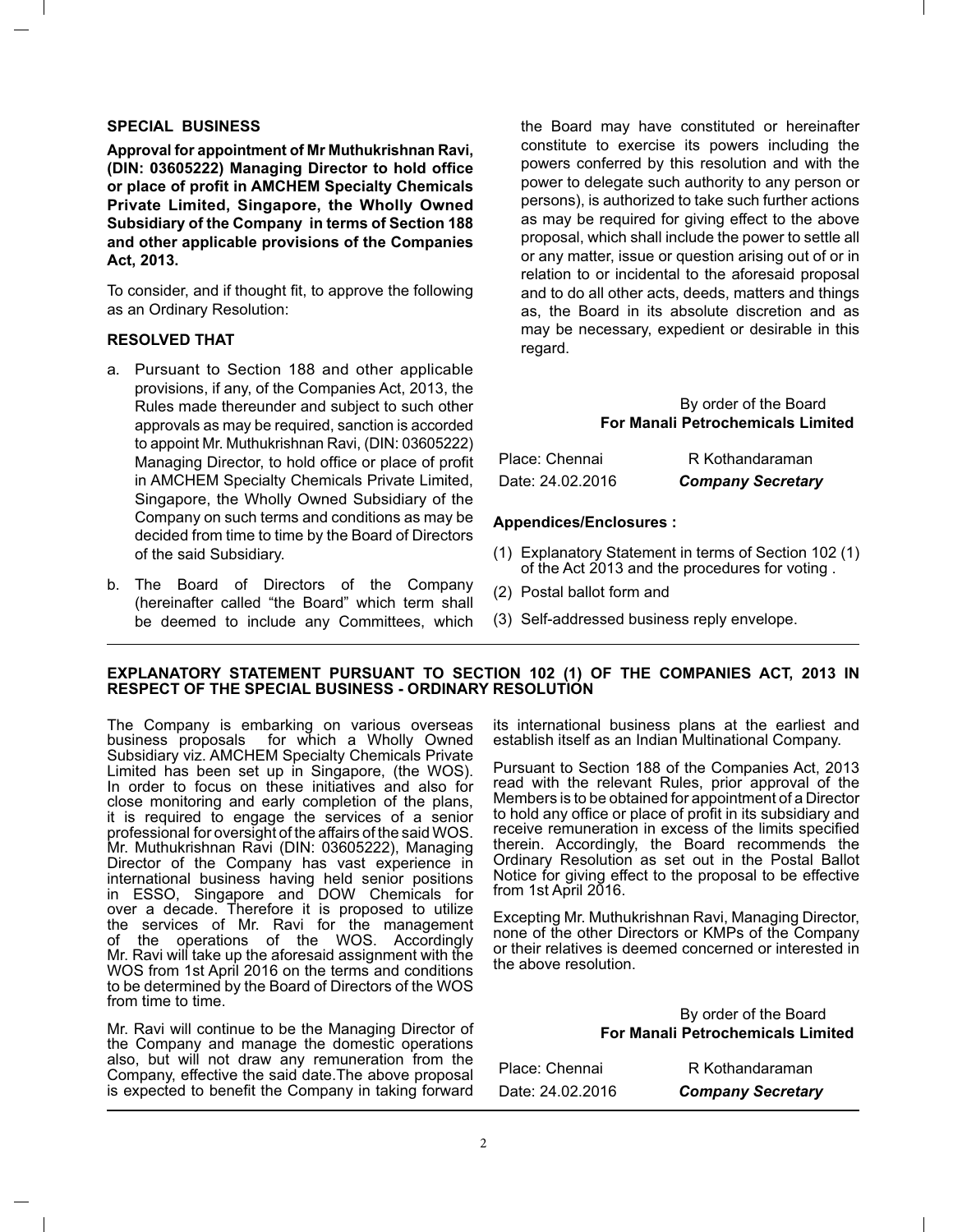## SPECIAL BUSINESS

**Approval for appointment of Mr Muthukrishnan Ravi, (DIN: 03605222) Managing Director to hold office or place of profit in AMCHEM Specialty Chemicals Private Limited, Singapore, the Wholly Owned Subsidiary of the Company in terms of Section 188 and other applicable provisions of the Companies Act, 2013.**

To consider, and if thought fit, to approve the following as an Ordinary Resolution:

**RESOLVED THAT**

a. Pursuant to Section 188 and other applicable provisions, if any, of the Companies Act, 2013, the Rules made thereunder and subject to such other approvals as may be required, sanction is accorded to appoint Mr. Muthukrishnan Ravi, (DIN: 03605222) Managing Director, to hold office or place of profit in AMCHEM Specialty Chemicals Private Limited, Singapore, the Wholly Owned Subsidiary of the Company on such terms and conditions as may be decided from time to time by the Board of Directors of the said Subsidiary.

b. The Board of Directors of the Company (hereinafter called "the Board" which term shall be deemed to include any Committees, which the Board may have constituted or hereinafter constitute to exercise its powers including the powers conferred by this resolution and with the power to delegate such authority to any person or persons), is authorized to take such further actions as may be required for giving effect to the above proposal, which shall include the power to settle all or any matter, issue or question arising out of or in relation to or incidental to the aforesaid proposal and to do all other acts, deeds, matters and things as, the Board in its absolute discretion and as may be necessary, expedient or desirable in this regard.

By order of the Board
**For Manali Petrochemicals Limited**

Place: Chennai
Date: 24.02.2016

R Kothandaraman
***Company Secretary***

**Appendices/Enclosures :**

(1) Explanatory Statement in terms of Section 102 (1) of the Act 2013 and the procedures for voting .
(2) Postal ballot form and
(3) Self-addressed business reply envelope.

---

## EXPLANATORY STATEMENT PURSUANT TO SECTION 102 (1) OF THE COMPANIES ACT, 2013 IN RESPECT OF THE SPECIAL BUSINESS - ORDINARY RESOLUTION

The Company is embarking on various overseas business proposals for which a Wholly Owned Subsidiary viz. AMCHEM Specialty Chemicals Private Limited has been set up in Singapore, (the WOS). In order to focus on these initiatives and also for close monitoring and early completion of the plans, it is required to engage the services of a senior professional for oversight of the affairs of the said WOS. Mr. Muthukrishnan Ravi (DIN: 03605222), Managing Director of the Company has vast experience in international business having held senior positions in ESSO, Singapore and DOW Chemicals for over a decade. Therefore it is proposed to utilize the services of Mr. Ravi for the management of the operations of the WOS. Accordingly Mr. Ravi will take up the aforesaid assignment with the WOS from 1st April 2016 on the terms and conditions to be determined by the Board of Directors of the WOS from time to time.

Mr. Ravi will continue to be the Managing Director of the Company and manage the domestic operations also, but will not draw any remuneration from the Company, effective the said date.The above proposal is expected to benefit the Company in taking forward its international business plans at the earliest and establish itself as an Indian Multinational Company.

Pursuant to Section 188 of the Companies Act, 2013 read with the relevant Rules, prior approval of the Members is to be obtained for appointment of a Director to hold any office or place of profit in its subsidiary and receive remuneration in excess of the limits specified therein. Accordingly, the Board recommends the Ordinary Resolution as set out in the Postal Ballot Notice for giving effect to the proposal to be effective from 1st April 2016.

Excepting Mr. Muthukrishnan Ravi, Managing Director, none of the other Directors or KMPs of the Company or their relatives is deemed concerned or interested in the above resolution.

By order of the Board
**For Manali Petrochemicals Limited**

Place: Chennai
Date: 24.02.2016

R Kothandaraman
***Company Secretary***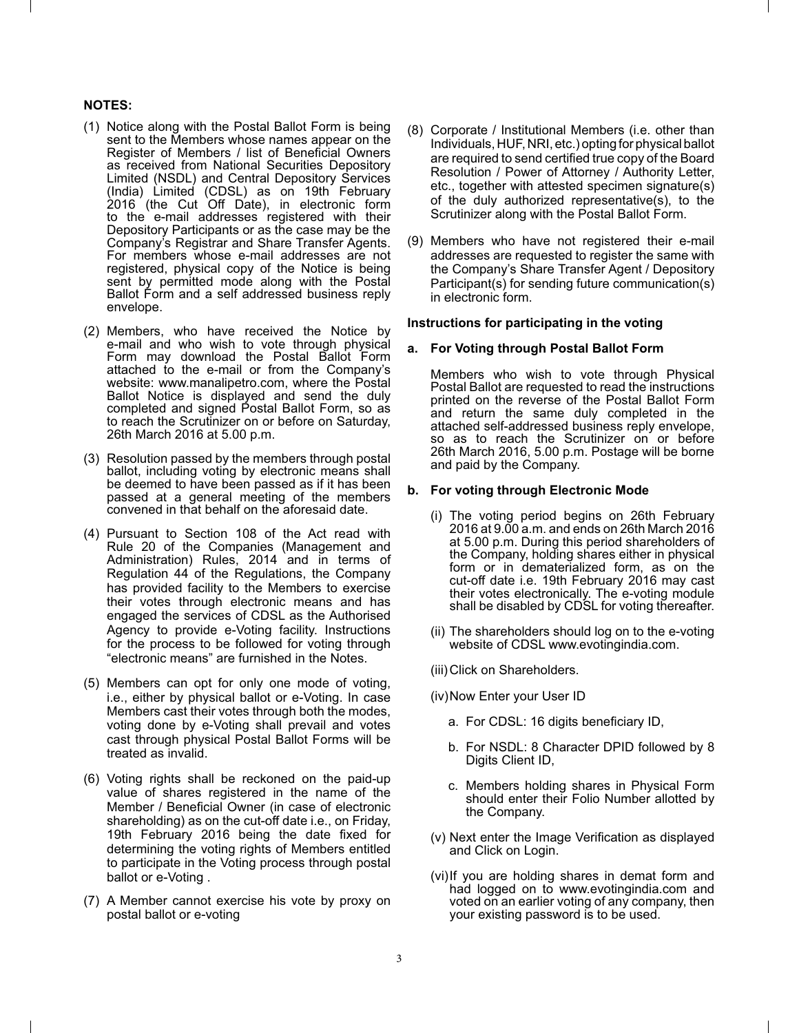**NOTES:**

(1) Notice along with the Postal Ballot Form is being sent to the Members whose names appear on the Register of Members / list of Beneficial Owners as received from National Securities Depository Limited (NSDL) and Central Depository Services (India) Limited (CDSL) as on 19th February 2016 (the Cut Off Date), in electronic form to the e-mail addresses registered with their Depository Participants or as the case may be the Company's Registrar and Share Transfer Agents. For members whose e-mail addresses are not registered, physical copy of the Notice is being sent by permitted mode along with the Postal Ballot Form and a self addressed business reply envelope.

(2) Members, who have received the Notice by e-mail and who wish to vote through physical Form may download the Postal Ballot Form attached to the e-mail or from the Company's website: www.manalipetro.com, where the Postal Ballot Notice is displayed and send the duly completed and signed Postal Ballot Form, so as to reach the Scrutinizer on or before on Saturday, 26th March 2016 at 5.00 p.m.

(3) Resolution passed by the members through postal ballot, including voting by electronic means shall be deemed to have been passed as if it has been passed at a general meeting of the members convened in that behalf on the aforesaid date.

(4) Pursuant to Section 108 of the Act read with Rule 20 of the Companies (Management and Administration) Rules, 2014 and in terms of Regulation 44 of the Regulations, the Company has provided facility to the Members to exercise their votes through electronic means and has engaged the services of CDSL as the Authorised Agency to provide e-Voting facility. Instructions for the process to be followed for voting through "electronic means" are furnished in the Notes.

(5) Members can opt for only one mode of voting, i.e., either by physical ballot or e-Voting. In case Members cast their votes through both the modes, voting done by e-Voting shall prevail and votes cast through physical Postal Ballot Forms will be treated as invalid.

(6) Voting rights shall be reckoned on the paid-up value of shares registered in the name of the Member / Beneficial Owner (in case of electronic shareholding) as on the cut-off date i.e., on Friday, 19th February 2016 being the date fixed for determining the voting rights of Members entitled to participate in the Voting process through postal ballot or e-Voting .

(7) A Member cannot exercise his vote by proxy on postal ballot or e-voting

(8) Corporate / Institutional Members (i.e. other than Individuals, HUF, NRI, etc.) opting for physical ballot are required to send certified true copy of the Board Resolution / Power of Attorney / Authority Letter, etc., together with attested specimen signature(s) of the duly authorized representative(s), to the Scrutinizer along with the Postal Ballot Form.

(9) Members who have not registered their e-mail addresses are requested to register the same with the Company's Share Transfer Agent / Depository Participant(s) for sending future communication(s) in electronic form.

**Instructions for participating in the voting**

**a. For Voting through Postal Ballot Form**

Members who wish to vote through Physical Postal Ballot are requested to read the instructions printed on the reverse of the Postal Ballot Form and return the same duly completed in the attached self-addressed business reply envelope, so as to reach the Scrutinizer on or before 26th March 2016, 5.00 p.m. Postage will be borne and paid by the Company.

**b. For voting through Electronic Mode**

(i) The voting period begins on 26th February 2016 at 9.00 a.m. and ends on 26th March 2016 at 5.00 p.m. During this period shareholders of the Company, holding shares either in physical form or in dematerialized form, as on the cut-off date i.e. 19th February 2016 may cast their votes electronically. The e-voting module shall be disabled by CDSL for voting thereafter.

(ii) The shareholders should log on to the e-voting website of CDSL www.evotingindia.com.

(iii) Click on Shareholders.

(iv) Now Enter your User ID

a. For CDSL: 16 digits beneficiary ID,

b. For NSDL: 8 Character DPID followed by 8 Digits Client ID,

c. Members holding shares in Physical Form should enter their Folio Number allotted by the Company.

(v) Next enter the Image Verification as displayed and Click on Login.

(vi) If you are holding shares in demat form and had logged on to www.evotingindia.com and voted on an earlier voting of any company, then your existing password is to be used.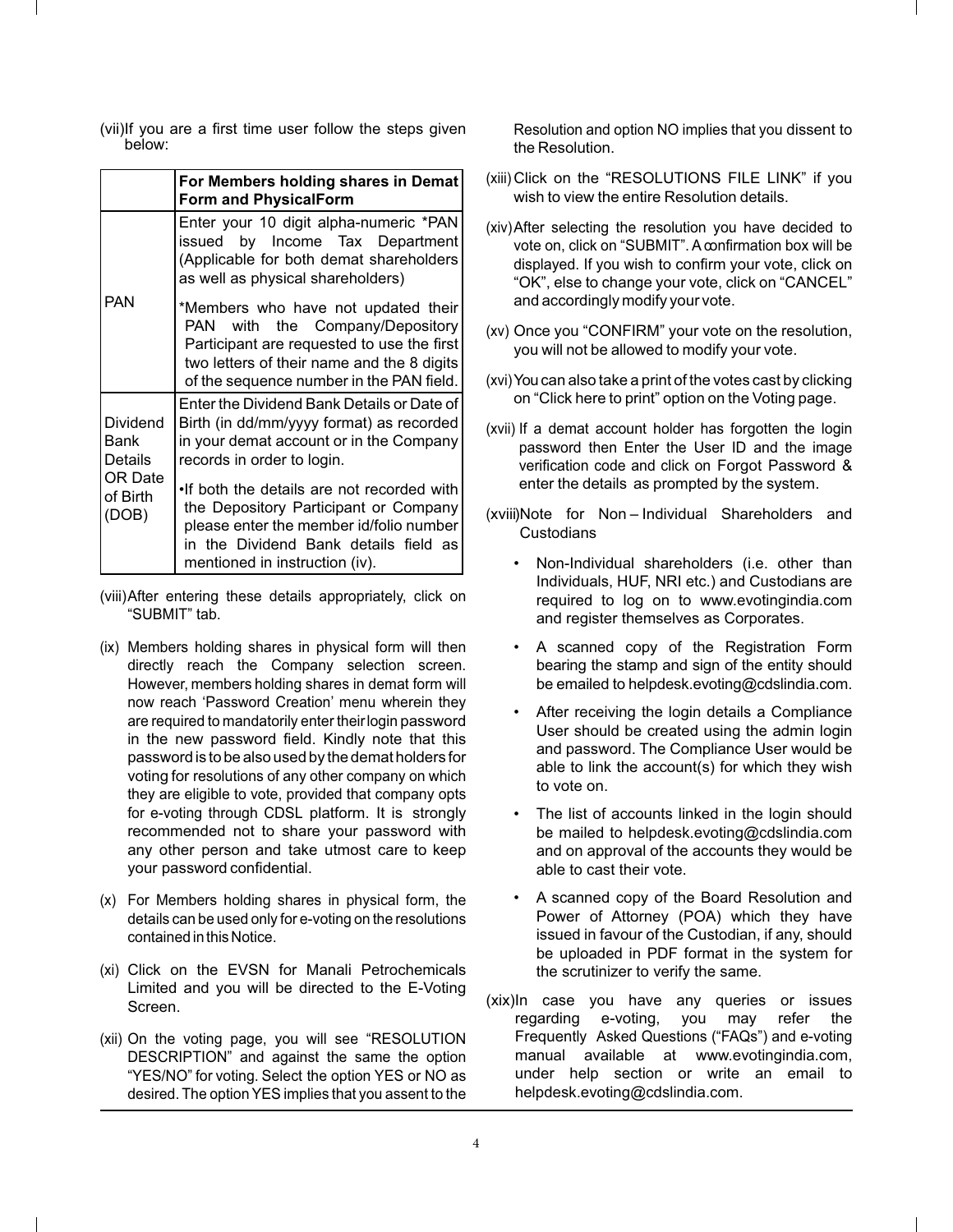(vii) If you are a first time user follow the steps given below:

| | For Members holding shares in Demat Form and PhysicalForm |
|---|---|
| PAN | Enter your 10 digit alpha-numeric *PAN issued by Income Tax Department (Applicable for both demat shareholders as well as physical shareholders)<br><br>*Members who have not updated their PAN with the Company/Depository Participant are requested to use the first two letters of their name and the 8 digits of the sequence number in the PAN field. |
| Dividend Bank Details OR Date of Birth (DOB) | Enter the Dividend Bank Details or Date of Birth (in dd/mm/yyyy format) as recorded in your demat account or in the Company records in order to login.<br><br>•If both the details are not recorded with the Depository Participant or Company please enter the member id/folio number in the Dividend Bank details field as mentioned in instruction (iv). |

(viii) After entering these details appropriately, click on "SUBMIT" tab.

(ix) Members holding shares in physical form will then directly reach the Company selection screen. However, members holding shares in demat form will now reach 'Password Creation' menu wherein they are required to mandatorily enter their login password in the new password field. Kindly note that this password is to be also used by the demat holders for voting for resolutions of any other company on which they are eligible to vote, provided that company opts for e-voting through CDSL platform. It is strongly recommended not to share your password with any other person and take utmost care to keep your password confidential.

(x) For Members holding shares in physical form, the details can be used only for e-voting on the resolutions contained in this Notice.

(xi) Click on the EVSN for Manali Petrochemicals Limited and you will be directed to the E-Voting Screen.

(xii) On the voting page, you will see "RESOLUTION DESCRIPTION" and against the same the option "YES/NO" for voting. Select the option YES or NO as desired. The option YES implies that you assent to the Resolution and option NO implies that you dissent to the Resolution.

(xiii) Click on the "RESOLUTIONS FILE LINK" if you wish to view the entire Resolution details.

(xiv) After selecting the resolution you have decided to vote on, click on "SUBMIT". A confirmation box will be displayed. If you wish to confirm your vote, click on "OK", else to change your vote, click on "CANCEL" and accordingly modify your vote.

(xv) Once you "CONFIRM" your vote on the resolution, you will not be allowed to modify your vote.

(xvi) You can also take a print of the votes cast by clicking on "Click here to print" option on the Voting page.

(xvii) If a demat account holder has forgotten the login password then Enter the User ID and the image verification code and click on Forgot Password & enter the details as prompted by the system.

(xviii) Note for Non – Individual Shareholders and Custodians

- Non-Individual shareholders (i.e. other than Individuals, HUF, NRI etc.) and Custodians are required to log on to www.evotingindia.com and register themselves as Corporates.
- A scanned copy of the Registration Form bearing the stamp and sign of the entity should be emailed to helpdesk.evoting@cdslindia.com.
- After receiving the login details a Compliance User should be created using the admin login and password. The Compliance User would be able to link the account(s) for which they wish to vote on.
- The list of accounts linked in the login should be mailed to helpdesk.evoting@cdslindia.com and on approval of the accounts they would be able to cast their vote.
- A scanned copy of the Board Resolution and Power of Attorney (POA) which they have issued in favour of the Custodian, if any, should be uploaded in PDF format in the system for the scrutinizer to verify the same.

(xix) In case you have any queries or issues regarding e-voting, you may refer the Frequently Asked Questions ("FAQs") and e-voting manual available at www.evotingindia.com, under help section or write an email to helpdesk.evoting@cdslindia.com.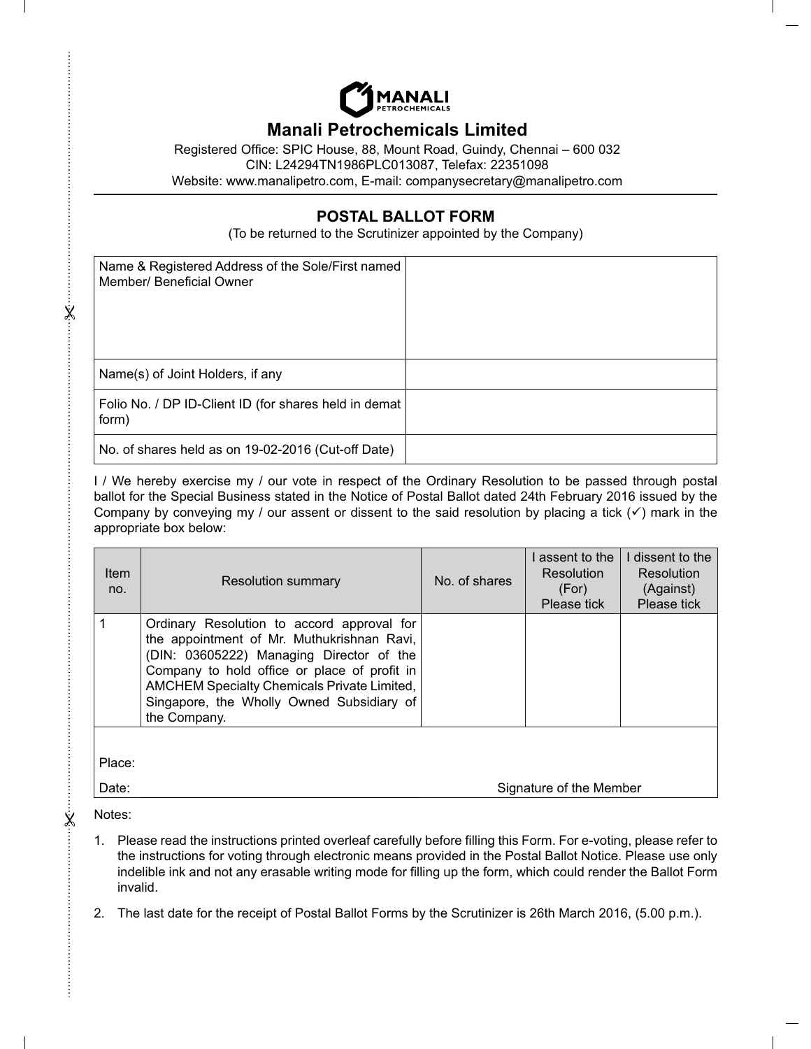# Manali Petrochemicals Limited

Registered Office: SPIC House, 88, Mount Road, Guindy, Chennai – 600 032
CIN: L24294TN1986PLC013087, Telefax: 22351098
Website: www.manalipetro.com, E-mail: companysecretary@manalipetro.com

## POSTAL BALLOT FORM

(To be returned to the Scrutinizer appointed by the Company)

| Name & Registered Address of the Sole/First named Member/ Beneficial Owner | |
|---|---|
| Name(s) of Joint Holders, if any | |
| Folio No. / DP ID-Client ID (for shares held in demat form) | |
| No. of shares held as on 19-02-2016 (Cut-off Date) | |

I / We hereby exercise my / our vote in respect of the Ordinary Resolution to be passed through postal ballot for the Special Business stated in the Notice of Postal Ballot dated 24th February 2016 issued by the Company by conveying my / our assent or dissent to the said resolution by placing a tick (✓) mark in the appropriate box below:

| Item no. | Resolution summary | No. of shares | I assent to the Resolution (For) Please tick | I dissent to the Resolution (Against) Please tick |
|---|---|---|---|---|
| 1 | Ordinary Resolution to accord approval for the appointment of Mr. Muthukrishnan Ravi, (DIN: 03605222) Managing Director of the Company to hold office or place of profit in AMCHEM Specialty Chemicals Private Limited, Singapore, the Wholly Owned Subsidiary of the Company. | | | |

Place:

Date: Signature of the Member

Notes:

1. Please read the instructions printed overleaf carefully before filling this Form. For e-voting, please refer to the instructions for voting through electronic means provided in the Postal Ballot Notice. Please use only indelible ink and not any erasable writing mode for filling up the form, which could render the Ballot Form invalid.
2. The last date for the receipt of Postal Ballot Forms by the Scrutinizer is 26th March 2016, (5.00 p.m.).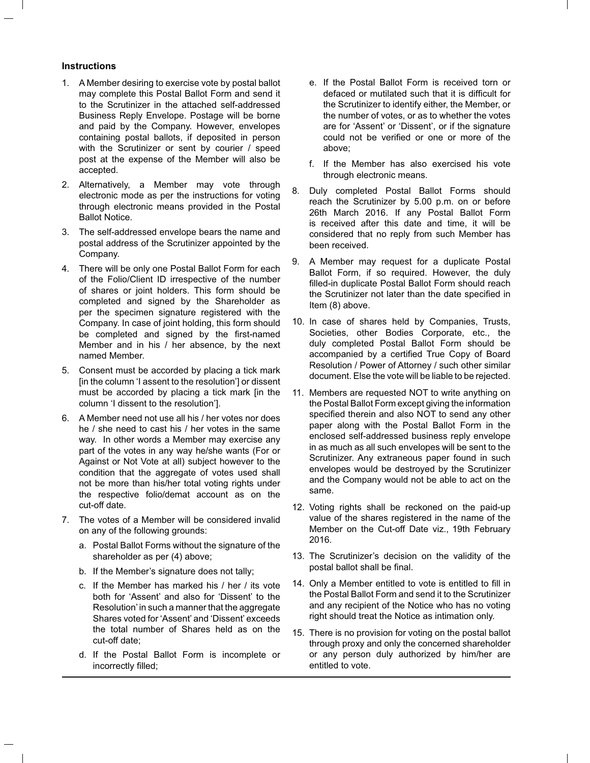**Instructions**

1. A Member desiring to exercise vote by postal ballot may complete this Postal Ballot Form and send it to the Scrutinizer in the attached self-addressed Business Reply Envelope. Postage will be borne and paid by the Company. However, envelopes containing postal ballots, if deposited in person with the Scrutinizer or sent by courier / speed post at the expense of the Member will also be accepted.
2. Alternatively, a Member may vote through electronic mode as per the instructions for voting through electronic means provided in the Postal Ballot Notice.
3. The self-addressed envelope bears the name and postal address of the Scrutinizer appointed by the Company.
4. There will be only one Postal Ballot Form for each of the Folio/Client ID irrespective of the number of shares or joint holders. This form should be completed and signed by the Shareholder as per the specimen signature registered with the Company. In case of joint holding, this form should be completed and signed by the first-named Member and in his / her absence, by the next named Member.
5. Consent must be accorded by placing a tick mark [in the column 'I assent to the resolution'] or dissent must be accorded by placing a tick mark [in the column 'I dissent to the resolution'].
6. A Member need not use all his / her votes nor does he / she need to cast his / her votes in the same way. In other words a Member may exercise any part of the votes in any way he/she wants (For or Against or Not Vote at all) subject however to the condition that the aggregate of votes used shall not be more than his/her total voting rights under the respective folio/demat account as on the cut-off date.
7. The votes of a Member will be considered invalid on any of the following grounds:
   a. Postal Ballot Forms without the signature of the shareholder as per (4) above;
   b. If the Member's signature does not tally;
   c. If the Member has marked his / her / its vote both for 'Assent' and also for 'Dissent' to the Resolution' in such a manner that the aggregate Shares voted for 'Assent' and 'Dissent' exceeds the total number of Shares held as on the cut-off date;
   d. If the Postal Ballot Form is incomplete or incorrectly filled;
   e. If the Postal Ballot Form is received torn or defaced or mutilated such that it is difficult for the Scrutinizer to identify either, the Member, or the number of votes, or as to whether the votes are for 'Assent' or 'Dissent', or if the signature could not be verified or one or more of the above;
   f. If the Member has also exercised his vote through electronic means.
8. Duly completed Postal Ballot Forms should reach the Scrutinizer by 5.00 p.m. on or before 26th March 2016. If any Postal Ballot Form is received after this date and time, it will be considered that no reply from such Member has been received.
9. A Member may request for a duplicate Postal Ballot Form, if so required. However, the duly filled-in duplicate Postal Ballot Form should reach the Scrutinizer not later than the date specified in Item (8) above.
10. In case of shares held by Companies, Trusts, Societies, other Bodies Corporate, etc., the duly completed Postal Ballot Form should be accompanied by a certified True Copy of Board Resolution / Power of Attorney / such other similar document. Else the vote will be liable to be rejected.
11. Members are requested NOT to write anything on the Postal Ballot Form except giving the information specified therein and also NOT to send any other paper along with the Postal Ballot Form in the enclosed self-addressed business reply envelope in as much as all such envelopes will be sent to the Scrutinizer. Any extraneous paper found in such envelopes would be destroyed by the Scrutinizer and the Company would not be able to act on the same.
12. Voting rights shall be reckoned on the paid-up value of the shares registered in the name of the Member on the Cut-off Date viz., 19th February 2016.
13. The Scrutinizer's decision on the validity of the postal ballot shall be final.
14. Only a Member entitled to vote is entitled to fill in the Postal Ballot Form and send it to the Scrutinizer and any recipient of the Notice who has no voting right should treat the Notice as intimation only.
15. There is no provision for voting on the postal ballot through proxy and only the concerned shareholder or any person duly authorized by him/her are entitled to vote.